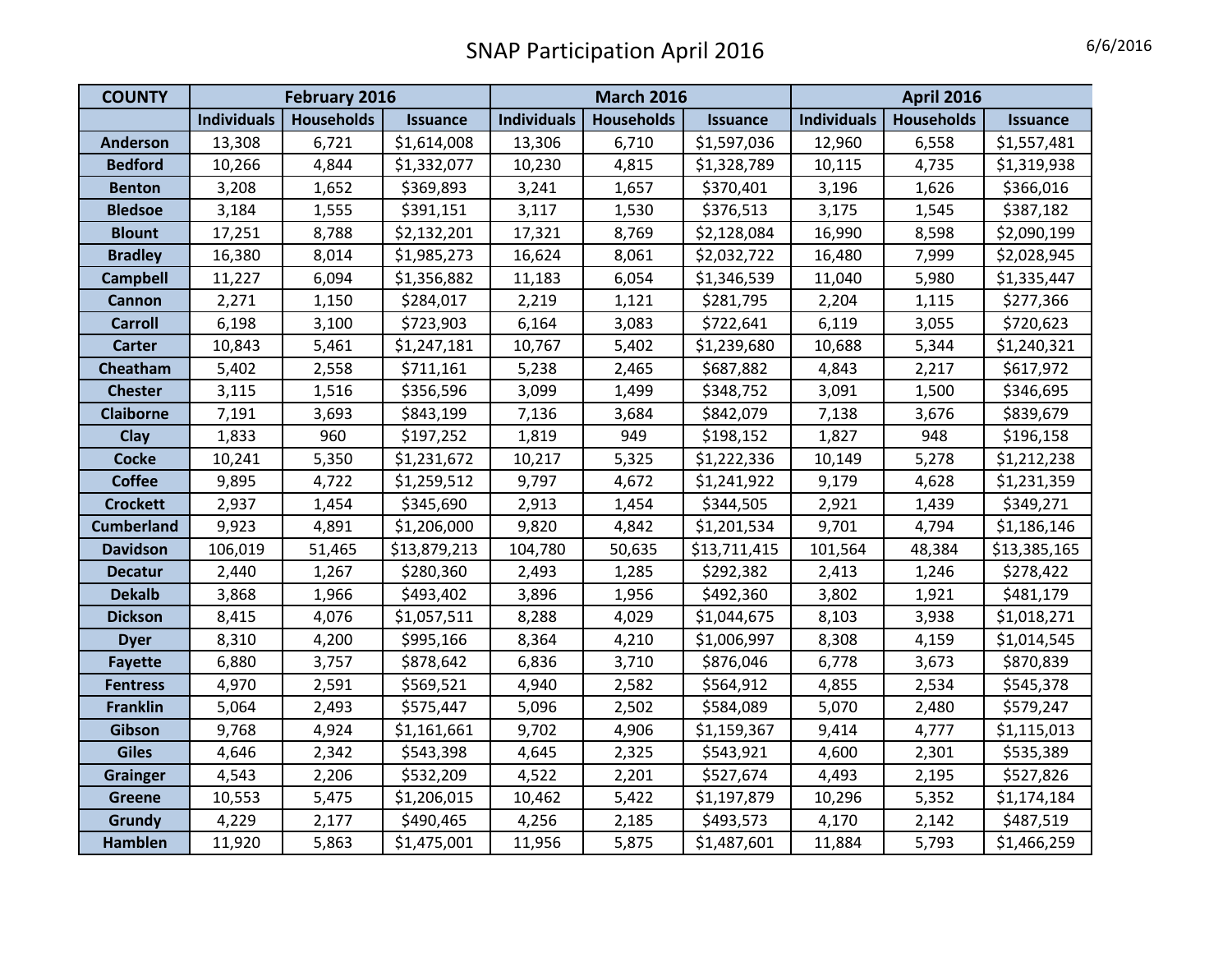# SNAP Participation April 2016

6/6/2016

| COUNTY | February 2016 | | | March 2016 | | | April 2016 | | |
|---|---|---|---|---|---|---|---|---|---|
| | Individuals | Households | Issuance | Individuals | Households | Issuance | Individuals | Households | Issuance |
| Anderson | 13,308 | 6,721 | $1,614,008 | 13,306 | 6,710 | $1,597,036 | 12,960 | 6,558 | $1,557,481 |
| Bedford | 10,266 | 4,844 | $1,332,077 | 10,230 | 4,815 | $1,328,789 | 10,115 | 4,735 | $1,319,938 |
| Benton | 3,208 | 1,652 | $369,893 | 3,241 | 1,657 | $370,401 | 3,196 | 1,626 | $366,016 |
| Bledsoe | 3,184 | 1,555 | $391,151 | 3,117 | 1,530 | $376,513 | 3,175 | 1,545 | $387,182 |
| Blount | 17,251 | 8,788 | $2,132,201 | 17,321 | 8,769 | $2,128,084 | 16,990 | 8,598 | $2,090,199 |
| Bradley | 16,380 | 8,014 | $1,985,273 | 16,624 | 8,061 | $2,032,722 | 16,480 | 7,999 | $2,028,945 |
| Campbell | 11,227 | 6,094 | $1,356,882 | 11,183 | 6,054 | $1,346,539 | 11,040 | 5,980 | $1,335,447 |
| Cannon | 2,271 | 1,150 | $284,017 | 2,219 | 1,121 | $281,795 | 2,204 | 1,115 | $277,366 |
| Carroll | 6,198 | 3,100 | $723,903 | 6,164 | 3,083 | $722,641 | 6,119 | 3,055 | $720,623 |
| Carter | 10,843 | 5,461 | $1,247,181 | 10,767 | 5,402 | $1,239,680 | 10,688 | 5,344 | $1,240,321 |
| Cheatham | 5,402 | 2,558 | $711,161 | 5,238 | 2,465 | $687,882 | 4,843 | 2,217 | $617,972 |
| Chester | 3,115 | 1,516 | $356,596 | 3,099 | 1,499 | $348,752 | 3,091 | 1,500 | $346,695 |
| Claiborne | 7,191 | 3,693 | $843,199 | 7,136 | 3,684 | $842,079 | 7,138 | 3,676 | $839,679 |
| Clay | 1,833 | 960 | $197,252 | 1,819 | 949 | $198,152 | 1,827 | 948 | $196,158 |
| Cocke | 10,241 | 5,350 | $1,231,672 | 10,217 | 5,325 | $1,222,336 | 10,149 | 5,278 | $1,212,238 |
| Coffee | 9,895 | 4,722 | $1,259,512 | 9,797 | 4,672 | $1,241,922 | 9,179 | 4,628 | $1,231,359 |
| Crockett | 2,937 | 1,454 | $345,690 | 2,913 | 1,454 | $344,505 | 2,921 | 1,439 | $349,271 |
| Cumberland | 9,923 | 4,891 | $1,206,000 | 9,820 | 4,842 | $1,201,534 | 9,701 | 4,794 | $1,186,146 |
| Davidson | 106,019 | 51,465 | $13,879,213 | 104,780 | 50,635 | $13,711,415 | 101,564 | 48,384 | $13,385,165 |
| Decatur | 2,440 | 1,267 | $280,360 | 2,493 | 1,285 | $292,382 | 2,413 | 1,246 | $278,422 |
| Dekalb | 3,868 | 1,966 | $493,402 | 3,896 | 1,956 | $492,360 | 3,802 | 1,921 | $481,179 |
| Dickson | 8,415 | 4,076 | $1,057,511 | 8,288 | 4,029 | $1,044,675 | 8,103 | 3,938 | $1,018,271 |
| Dyer | 8,310 | 4,200 | $995,166 | 8,364 | 4,210 | $1,006,997 | 8,308 | 4,159 | $1,014,545 |
| Fayette | 6,880 | 3,757 | $878,642 | 6,836 | 3,710 | $876,046 | 6,778 | 3,673 | $870,839 |
| Fentress | 4,970 | 2,591 | $569,521 | 4,940 | 2,582 | $564,912 | 4,855 | 2,534 | $545,378 |
| Franklin | 5,064 | 2,493 | $575,447 | 5,096 | 2,502 | $584,089 | 5,070 | 2,480 | $579,247 |
| Gibson | 9,768 | 4,924 | $1,161,661 | 9,702 | 4,906 | $1,159,367 | 9,414 | 4,777 | $1,115,013 |
| Giles | 4,646 | 2,342 | $543,398 | 4,645 | 2,325 | $543,921 | 4,600 | 2,301 | $535,389 |
| Grainger | 4,543 | 2,206 | $532,209 | 4,522 | 2,201 | $527,674 | 4,493 | 2,195 | $527,826 |
| Greene | 10,553 | 5,475 | $1,206,015 | 10,462 | 5,422 | $1,197,879 | 10,296 | 5,352 | $1,174,184 |
| Grundy | 4,229 | 2,177 | $490,465 | 4,256 | 2,185 | $493,573 | 4,170 | 2,142 | $487,519 |
| Hamblen | 11,920 | 5,863 | $1,475,001 | 11,956 | 5,875 | $1,487,601 | 11,884 | 5,793 | $1,466,259 |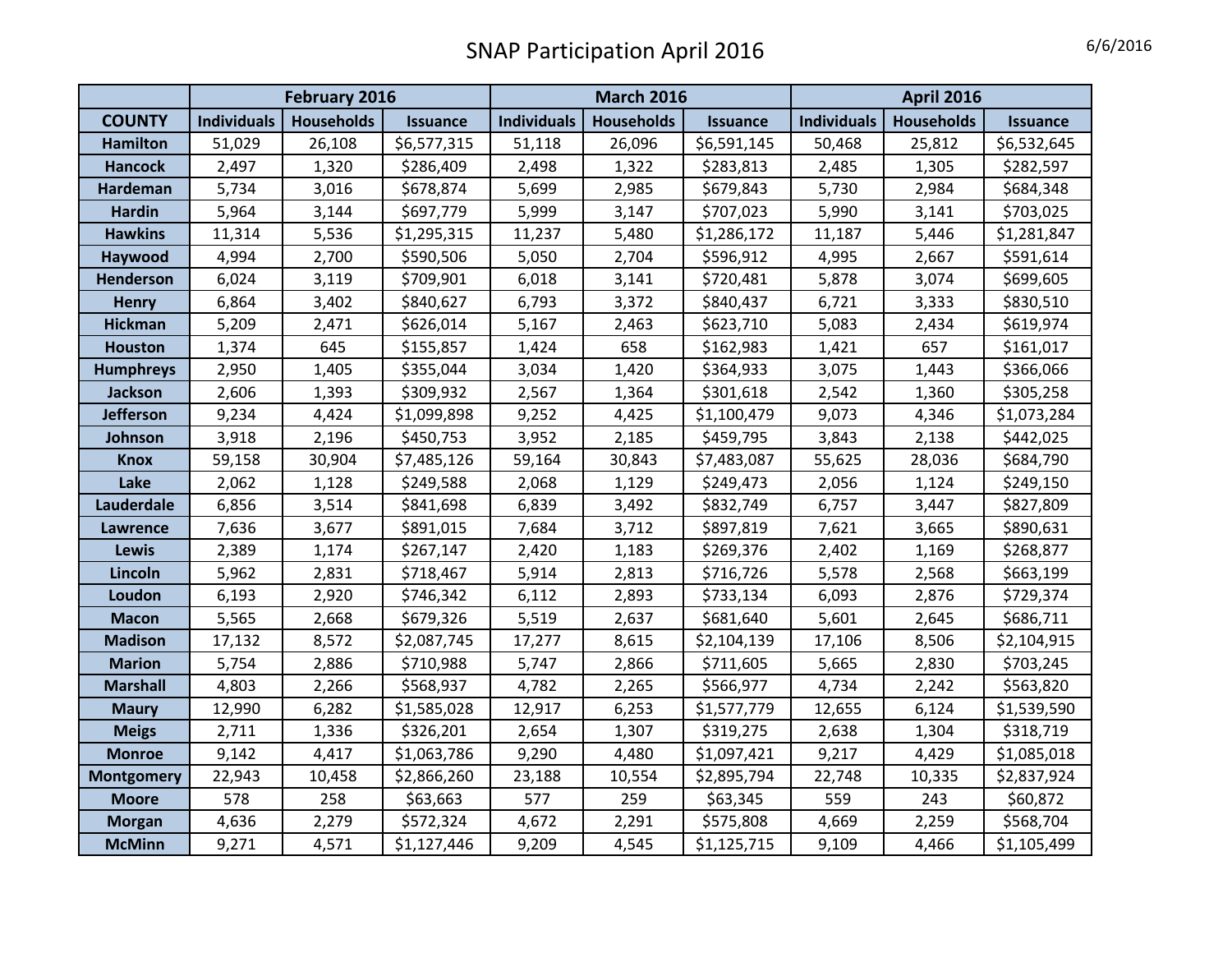# SNAP Participation April 2016

6/6/2016

| | February 2016 | | | March 2016 | | | April 2016 | | |
|---|---|---|---|---|---|---|---|---|---|
| COUNTY | Individuals | Households | Issuance | Individuals | Households | Issuance | Individuals | Households | Issuance |
| Hamilton | 51,029 | 26,108 | $6,577,315 | 51,118 | 26,096 | $6,591,145 | 50,468 | 25,812 | $6,532,645 |
| Hancock | 2,497 | 1,320 | $286,409 | 2,498 | 1,322 | $283,813 | 2,485 | 1,305 | $282,597 |
| Hardeman | 5,734 | 3,016 | $678,874 | 5,699 | 2,985 | $679,843 | 5,730 | 2,984 | $684,348 |
| Hardin | 5,964 | 3,144 | $697,779 | 5,999 | 3,147 | $707,023 | 5,990 | 3,141 | $703,025 |
| Hawkins | 11,314 | 5,536 | $1,295,315 | 11,237 | 5,480 | $1,286,172 | 11,187 | 5,446 | $1,281,847 |
| Haywood | 4,994 | 2,700 | $590,506 | 5,050 | 2,704 | $596,912 | 4,995 | 2,667 | $591,614 |
| Henderson | 6,024 | 3,119 | $709,901 | 6,018 | 3,141 | $720,481 | 5,878 | 3,074 | $699,605 |
| Henry | 6,864 | 3,402 | $840,627 | 6,793 | 3,372 | $840,437 | 6,721 | 3,333 | $830,510 |
| Hickman | 5,209 | 2,471 | $626,014 | 5,167 | 2,463 | $623,710 | 5,083 | 2,434 | $619,974 |
| Houston | 1,374 | 645 | $155,857 | 1,424 | 658 | $162,983 | 1,421 | 657 | $161,017 |
| Humphreys | 2,950 | 1,405 | $355,044 | 3,034 | 1,420 | $364,933 | 3,075 | 1,443 | $366,066 |
| Jackson | 2,606 | 1,393 | $309,932 | 2,567 | 1,364 | $301,618 | 2,542 | 1,360 | $305,258 |
| Jefferson | 9,234 | 4,424 | $1,099,898 | 9,252 | 4,425 | $1,100,479 | 9,073 | 4,346 | $1,073,284 |
| Johnson | 3,918 | 2,196 | $450,753 | 3,952 | 2,185 | $459,795 | 3,843 | 2,138 | $442,025 |
| Knox | 59,158 | 30,904 | $7,485,126 | 59,164 | 30,843 | $7,483,087 | 55,625 | 28,036 | $684,790 |
| Lake | 2,062 | 1,128 | $249,588 | 2,068 | 1,129 | $249,473 | 2,056 | 1,124 | $249,150 |
| Lauderdale | 6,856 | 3,514 | $841,698 | 6,839 | 3,492 | $832,749 | 6,757 | 3,447 | $827,809 |
| Lawrence | 7,636 | 3,677 | $891,015 | 7,684 | 3,712 | $897,819 | 7,621 | 3,665 | $890,631 |
| Lewis | 2,389 | 1,174 | $267,147 | 2,420 | 1,183 | $269,376 | 2,402 | 1,169 | $268,877 |
| Lincoln | 5,962 | 2,831 | $718,467 | 5,914 | 2,813 | $716,726 | 5,578 | 2,568 | $663,199 |
| Loudon | 6,193 | 2,920 | $746,342 | 6,112 | 2,893 | $733,134 | 6,093 | 2,876 | $729,374 |
| Macon | 5,565 | 2,668 | $679,326 | 5,519 | 2,637 | $681,640 | 5,601 | 2,645 | $686,711 |
| Madison | 17,132 | 8,572 | $2,087,745 | 17,277 | 8,615 | $2,104,139 | 17,106 | 8,506 | $2,104,915 |
| Marion | 5,754 | 2,886 | $710,988 | 5,747 | 2,866 | $711,605 | 5,665 | 2,830 | $703,245 |
| Marshall | 4,803 | 2,266 | $568,937 | 4,782 | 2,265 | $566,977 | 4,734 | 2,242 | $563,820 |
| Maury | 12,990 | 6,282 | $1,585,028 | 12,917 | 6,253 | $1,577,779 | 12,655 | 6,124 | $1,539,590 |
| Meigs | 2,711 | 1,336 | $326,201 | 2,654 | 1,307 | $319,275 | 2,638 | 1,304 | $318,719 |
| Monroe | 9,142 | 4,417 | $1,063,786 | 9,290 | 4,480 | $1,097,421 | 9,217 | 4,429 | $1,085,018 |
| Montgomery | 22,943 | 10,458 | $2,866,260 | 23,188 | 10,554 | $2,895,794 | 22,748 | 10,335 | $2,837,924 |
| Moore | 578 | 258 | $63,663 | 577 | 259 | $63,345 | 559 | 243 | $60,872 |
| Morgan | 4,636 | 2,279 | $572,324 | 4,672 | 2,291 | $575,808 | 4,669 | 2,259 | $568,704 |
| McMinn | 9,271 | 4,571 | $1,127,446 | 9,209 | 4,545 | $1,125,715 | 9,109 | 4,466 | $1,105,499 |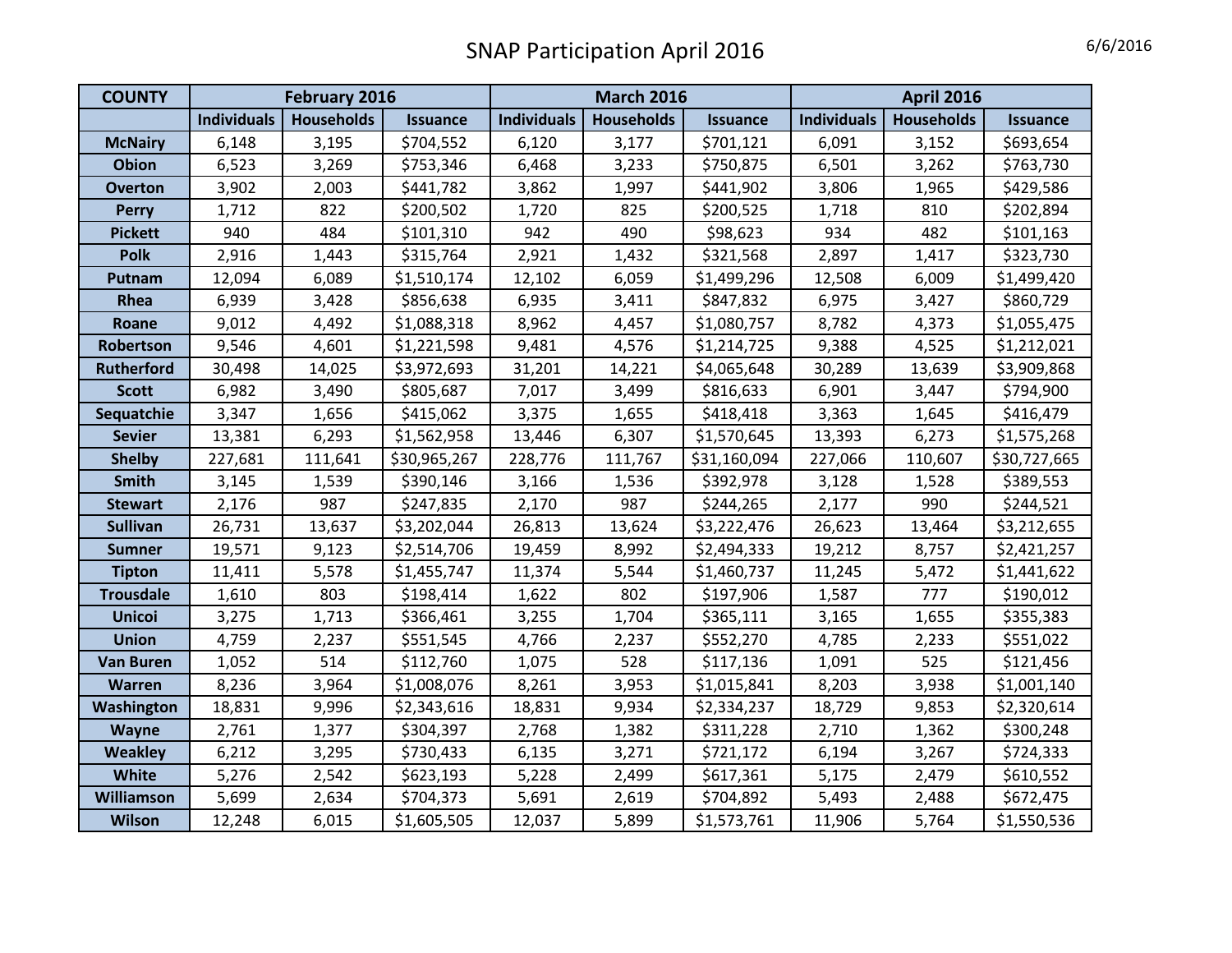# SNAP Participation April 2016

6/6/2016

| COUNTY | February 2016 | | | March 2016 | | | April 2016 | | |
|---|---|---|---|---|---|---|---|---|---|
| | Individuals | Households | Issuance | Individuals | Households | Issuance | Individuals | Households | Issuance |
| McNairy | 6,148 | 3,195 | $704,552 | 6,120 | 3,177 | $701,121 | 6,091 | 3,152 | $693,654 |
| Obion | 6,523 | 3,269 | $753,346 | 6,468 | 3,233 | $750,875 | 6,501 | 3,262 | $763,730 |
| Overton | 3,902 | 2,003 | $441,782 | 3,862 | 1,997 | $441,902 | 3,806 | 1,965 | $429,586 |
| Perry | 1,712 | 822 | $200,502 | 1,720 | 825 | $200,525 | 1,718 | 810 | $202,894 |
| Pickett | 940 | 484 | $101,310 | 942 | 490 | $98,623 | 934 | 482 | $101,163 |
| Polk | 2,916 | 1,443 | $315,764 | 2,921 | 1,432 | $321,568 | 2,897 | 1,417 | $323,730 |
| Putnam | 12,094 | 6,089 | $1,510,174 | 12,102 | 6,059 | $1,499,296 | 12,508 | 6,009 | $1,499,420 |
| Rhea | 6,939 | 3,428 | $856,638 | 6,935 | 3,411 | $847,832 | 6,975 | 3,427 | $860,729 |
| Roane | 9,012 | 4,492 | $1,088,318 | 8,962 | 4,457 | $1,080,757 | 8,782 | 4,373 | $1,055,475 |
| Robertson | 9,546 | 4,601 | $1,221,598 | 9,481 | 4,576 | $1,214,725 | 9,388 | 4,525 | $1,212,021 |
| Rutherford | 30,498 | 14,025 | $3,972,693 | 31,201 | 14,221 | $4,065,648 | 30,289 | 13,639 | $3,909,868 |
| Scott | 6,982 | 3,490 | $805,687 | 7,017 | 3,499 | $816,633 | 6,901 | 3,447 | $794,900 |
| Sequatchie | 3,347 | 1,656 | $415,062 | 3,375 | 1,655 | $418,418 | 3,363 | 1,645 | $416,479 |
| Sevier | 13,381 | 6,293 | $1,562,958 | 13,446 | 6,307 | $1,570,645 | 13,393 | 6,273 | $1,575,268 |
| Shelby | 227,681 | 111,641 | $30,965,267 | 228,776 | 111,767 | $31,160,094 | 227,066 | 110,607 | $30,727,665 |
| Smith | 3,145 | 1,539 | $390,146 | 3,166 | 1,536 | $392,978 | 3,128 | 1,528 | $389,553 |
| Stewart | 2,176 | 987 | $247,835 | 2,170 | 987 | $244,265 | 2,177 | 990 | $244,521 |
| Sullivan | 26,731 | 13,637 | $3,202,044 | 26,813 | 13,624 | $3,222,476 | 26,623 | 13,464 | $3,212,655 |
| Sumner | 19,571 | 9,123 | $2,514,706 | 19,459 | 8,992 | $2,494,333 | 19,212 | 8,757 | $2,421,257 |
| Tipton | 11,411 | 5,578 | $1,455,747 | 11,374 | 5,544 | $1,460,737 | 11,245 | 5,472 | $1,441,622 |
| Trousdale | 1,610 | 803 | $198,414 | 1,622 | 802 | $197,906 | 1,587 | 777 | $190,012 |
| Unicoi | 3,275 | 1,713 | $366,461 | 3,255 | 1,704 | $365,111 | 3,165 | 1,655 | $355,383 |
| Union | 4,759 | 2,237 | $551,545 | 4,766 | 2,237 | $552,270 | 4,785 | 2,233 | $551,022 |
| Van Buren | 1,052 | 514 | $112,760 | 1,075 | 528 | $117,136 | 1,091 | 525 | $121,456 |
| Warren | 8,236 | 3,964 | $1,008,076 | 8,261 | 3,953 | $1,015,841 | 8,203 | 3,938 | $1,001,140 |
| Washington | 18,831 | 9,996 | $2,343,616 | 18,831 | 9,934 | $2,334,237 | 18,729 | 9,853 | $2,320,614 |
| Wayne | 2,761 | 1,377 | $304,397 | 2,768 | 1,382 | $311,228 | 2,710 | 1,362 | $300,248 |
| Weakley | 6,212 | 3,295 | $730,433 | 6,135 | 3,271 | $721,172 | 6,194 | 3,267 | $724,333 |
| White | 5,276 | 2,542 | $623,193 | 5,228 | 2,499 | $617,361 | 5,175 | 2,479 | $610,552 |
| Williamson | 5,699 | 2,634 | $704,373 | 5,691 | 2,619 | $704,892 | 5,493 | 2,488 | $672,475 |
| Wilson | 12,248 | 6,015 | $1,605,505 | 12,037 | 5,899 | $1,573,761 | 11,906 | 5,764 | $1,550,536 |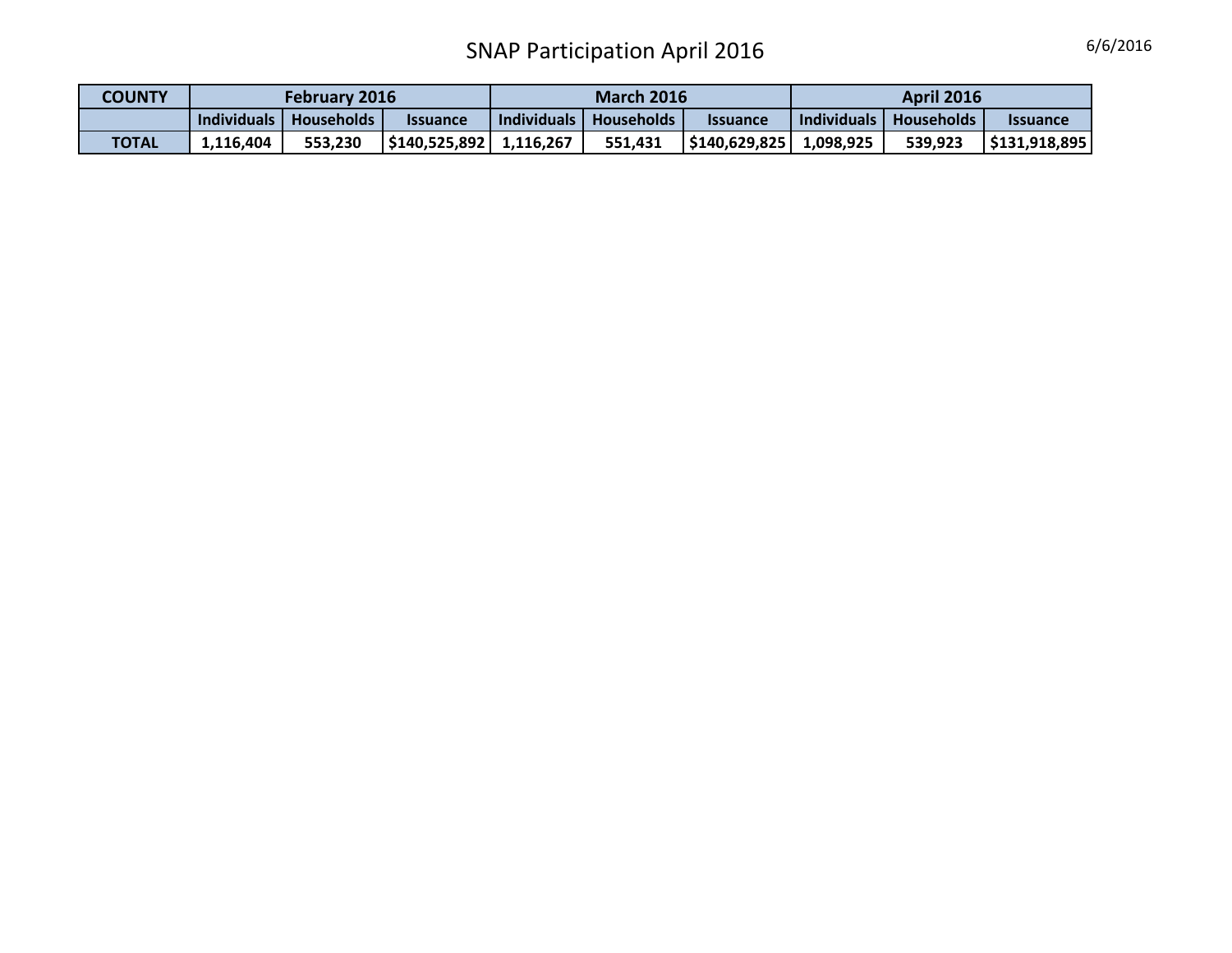# SNAP Participation April 2016

6/6/2016

| COUNTY | February 2016 | | | March 2016 | | | April 2016 | | |
|---|---|---|---|---|---|---|---|---|---|
| | Individuals | Households | Issuance | Individuals | Households | Issuance | Individuals | Households | Issuance |
| **TOTAL** | **1,116,404** | **553,230** | **$140,525,892** | **1,116,267** | **551,431** | **$140,629,825** | **1,098,925** | **539,923** | **$131,918,895** |